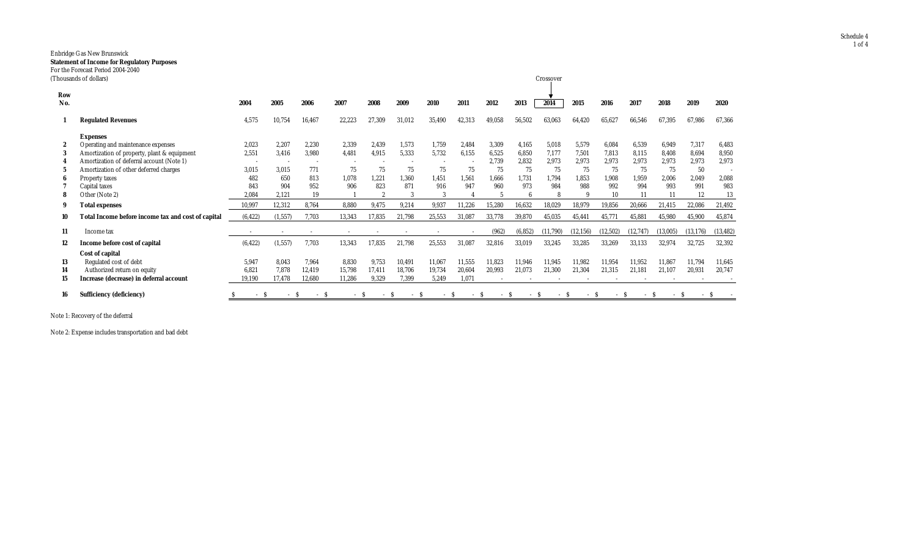Enbridge Gas New Brunswick

**Statement of Income for Regulatory Purposes**

For the Forecast Period 2004-2040

(Thousands of dollars)

| Row No. | | 2004 | 2005 | 2006 | 2007 | 2008 | 2009 | 2010 | 2011 | 2012 | 2013 | 2014 (Crossover) | 2015 | 2016 | 2017 | 2018 | 2019 | 2020 |
|---|---|---|---|---|---|---|---|---|---|---|---|---|---|---|---|---|---|---|
| 1 | **Regulated Revenues** | 4,575 | 10,754 | 16,467 | 22,223 | 27,309 | 31,012 | 35,490 | 42,313 | 49,058 | 56,502 | 63,063 | 64,420 | 65,627 | 66,546 | 67,395 | 67,986 | 67,366 |
| | **Expenses** | | | | | | | | | | | | | | | | | |
| 2 | Operating and maintenance expenses | 2,023 | 2,207 | 2,230 | 2,339 | 2,439 | 1,573 | 1,759 | 2,484 | 3,309 | 4,165 | 5,018 | 5,579 | 6,084 | 6,539 | 6,949 | 7,317 | 6,483 |
| 3 | Amortization of property, plant & equipment | 2,551 | 3,416 | 3,980 | 4,481 | 4,915 | 5,333 | 5,732 | 6,155 | 6,525 | 6,850 | 7,177 | 7,501 | 7,813 | 8,115 | 8,408 | 8,694 | 8,950 |
| 4 | Amortization of deferral account (Note 1) | - | - | - | - | - | - | - | - | 2,739 | 2,832 | 2,973 | 2,973 | 2,973 | 2,973 | 2,973 | 2,973 | 2,973 |
| 5 | Amortization of other deferred charges | 3,015 | 3,015 | 771 | 75 | 75 | 75 | 75 | 75 | 75 | 75 | 75 | 75 | 75 | 75 | 75 | 50 | - |
| 6 | Property taxes | 482 | 650 | 813 | 1,078 | 1,221 | 1,360 | 1,451 | 1,561 | 1,666 | 1,731 | 1,794 | 1,853 | 1,908 | 1,959 | 2,006 | 2,049 | 2,088 |
| 7 | Capital taxes | 843 | 904 | 952 | 906 | 823 | 871 | 916 | 947 | 960 | 973 | 984 | 988 | 992 | 994 | 993 | 991 | 983 |
| 8 | Other (Note 2) | 2,084 | 2,121 | 19 | 1 | 2 | 3 | 3 | 4 | 5 | 6 | 8 | 9 | 10 | 11 | 11 | 12 | 13 |
| 9 | **Total expenses** | 10,997 | 12,312 | 8,764 | 8,880 | 9,475 | 9,214 | 9,937 | 11,226 | 15,280 | 16,632 | 18,029 | 18,979 | 19,856 | 20,666 | 21,415 | 22,086 | 21,492 |
| 10 | **Total Income before income tax and cost of capital** | (6,422) | (1,557) | 7,703 | 13,343 | 17,835 | 21,798 | 25,553 | 31,087 | 33,778 | 39,870 | 45,035 | 45,441 | 45,771 | 45,881 | 45,980 | 45,900 | 45,874 |
| 11 | Income tax | - | - | - | - | - | - | - | - | (962) | (6,852) | (11,790) | (12,156) | (12,502) | (12,747) | (13,005) | (13,176) | (13,482) |
| 12 | **Income before cost of capital** | (6,422) | (1,557) | 7,703 | 13,343 | 17,835 | 21,798 | 25,553 | 31,087 | 32,816 | 33,019 | 33,245 | 33,285 | 33,269 | 33,133 | 32,974 | 32,725 | 32,392 |
| | **Cost of capital** | | | | | | | | | | | | | | | | | |
| 13 | Regulated cost of debt | 5,947 | 8,043 | 7,964 | 8,830 | 9,753 | 10,491 | 11,067 | 11,555 | 11,823 | 11,946 | 11,945 | 11,982 | 11,954 | 11,952 | 11,867 | 11,794 | 11,645 |
| 14 | Authorized return on equity | 6,821 | 7,878 | 12,419 | 15,798 | 17,411 | 18,706 | 19,734 | 20,604 | 20,993 | 21,073 | 21,300 | 21,304 | 21,315 | 21,181 | 21,107 | 20,931 | 20,747 |
| 15 | **Increase (decrease) in deferral account** | 19,190 | 17,478 | 12,680 | 11,286 | 9,329 | 7,399 | 5,249 | 1,071 | - | - | - | - | - | - | - | - | - |
| 16 | **Sufficiency (deficiency)** | $ - | $ - | $ - | $ - | $ - | $ - | $ - | $ - | $ - | $ - | $ - | $ - | $ - | $ - | $ - | $ - | $ - |

Note 1: Recovery of the deferral

Note 2: Expense includes transportation and bad debt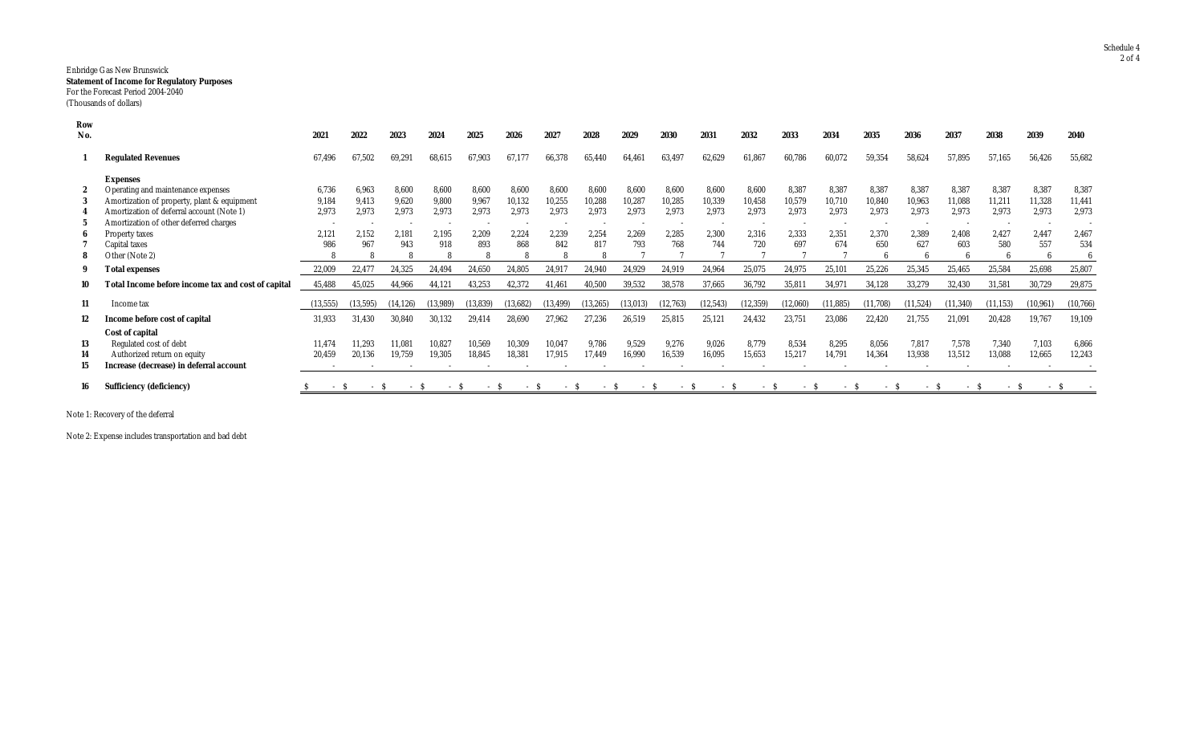Enbridge Gas New Brunswick
**Statement of Income for Regulatory Purposes**
For the Forecast Period 2004-2040
(Thousands of dollars)

| Row No. | | 2021 | 2022 | 2023 | 2024 | 2025 | 2026 | 2027 | 2028 | 2029 | 2030 | 2031 | 2032 | 2033 | 2034 | 2035 | 2036 | 2037 | 2038 | 2039 | 2040 |
|---|---|---|---|---|---|---|---|---|---|---|---|---|---|---|---|---|---|---|---|---|---|
| 1 | **Regulated Revenues** | 67,496 | 67,502 | 69,291 | 68,615 | 67,903 | 67,177 | 66,378 | 65,440 | 64,461 | 63,497 | 62,629 | 61,867 | 60,786 | 60,072 | 59,354 | 58,624 | 57,895 | 57,165 | 56,426 | 55,682 |
| | **Expenses** | | | | | | | | | | | | | | | | | | | | |
| 2 | Operating and maintenance expenses | 6,736 | 6,963 | 8,600 | 8,600 | 8,600 | 8,600 | 8,600 | 8,600 | 8,600 | 8,600 | 8,600 | 8,600 | 8,387 | 8,387 | 8,387 | 8,387 | 8,387 | 8,387 | 8,387 | 8,387 |
| 3 | Amortization of property, plant & equipment | 9,184 | 9,413 | 9,620 | 9,800 | 9,967 | 10,132 | 10,255 | 10,288 | 10,287 | 10,285 | 10,339 | 10,458 | 10,579 | 10,710 | 10,840 | 10,963 | 11,088 | 11,211 | 11,328 | 11,441 |
| 4 | Amortization of deferral account (Note 1) | 2,973 | 2,973 | 2,973 | 2,973 | 2,973 | 2,973 | 2,973 | 2,973 | 2,973 | 2,973 | 2,973 | 2,973 | 2,973 | 2,973 | 2,973 | 2,973 | 2,973 | 2,973 | 2,973 | 2,973 |
| 5 | Amortization of other deferred charges | - | - | - | - | - | - | - | - | - | - | - | - | - | - | - | - | - | - | - | - |
| 6 | Property taxes | 2,121 | 2,152 | 2,181 | 2,195 | 2,209 | 2,224 | 2,239 | 2,254 | 2,269 | 2,285 | 2,300 | 2,316 | 2,333 | 2,351 | 2,370 | 2,389 | 2,408 | 2,427 | 2,447 | 2,467 |
| 7 | Capital taxes | 986 | 967 | 943 | 918 | 893 | 868 | 842 | 817 | 793 | 768 | 744 | 720 | 697 | 674 | 650 | 627 | 603 | 580 | 557 | 534 |
| 8 | Other (Note 2) | 8 | 8 | 8 | 8 | 8 | 8 | 8 | 8 | 7 | 7 | 7 | 7 | 7 | 7 | 6 | 6 | 6 | 6 | 6 | 6 |
| 9 | **Total expenses** | 22,009 | 22,477 | 24,325 | 24,494 | 24,650 | 24,805 | 24,917 | 24,940 | 24,929 | 24,919 | 24,964 | 25,075 | 24,975 | 25,101 | 25,226 | 25,345 | 25,465 | 25,584 | 25,698 | 25,807 |
| 10 | **Total Income before income tax and cost of capital** | 45,488 | 45,025 | 44,966 | 44,121 | 43,253 | 42,372 | 41,461 | 40,500 | 39,532 | 38,578 | 37,665 | 36,792 | 35,811 | 34,971 | 34,128 | 33,279 | 32,430 | 31,581 | 30,729 | 29,875 |
| 11 | Income tax | (13,555) | (13,595) | (14,126) | (13,989) | (13,839) | (13,682) | (13,499) | (13,265) | (13,013) | (12,763) | (12,543) | (12,359) | (12,060) | (11,885) | (11,708) | (11,524) | (11,340) | (11,153) | (10,961) | (10,766) |
| 12 | **Income before cost of capital** | 31,933 | 31,430 | 30,840 | 30,132 | 29,414 | 28,690 | 27,962 | 27,236 | 26,519 | 25,815 | 25,121 | 24,432 | 23,751 | 23,086 | 22,420 | 21,755 | 21,091 | 20,428 | 19,767 | 19,109 |
| | **Cost of capital** | | | | | | | | | | | | | | | | | | | | |
| 13 | Regulated cost of debt | 11,474 | 11,293 | 11,081 | 10,827 | 10,569 | 10,309 | 10,047 | 9,786 | 9,529 | 9,276 | 9,026 | 8,779 | 8,534 | 8,295 | 8,056 | 7,817 | 7,578 | 7,340 | 7,103 | 6,866 |
| 14 | Authorized return on equity | 20,459 | 20,136 | 19,759 | 19,305 | 18,845 | 18,381 | 17,915 | 17,449 | 16,990 | 16,539 | 16,095 | 15,653 | 15,217 | 14,791 | 14,364 | 13,938 | 13,512 | 13,088 | 12,665 | 12,243 |
| 15 | **Increase (decrease) in deferral account** | - | - | - | - | - | - | - | - | - | - | - | - | - | - | - | - | - | - | - | - |
| 16 | **Sufficiency (deficiency)** | $ - | $ - | $ - | $ - | $ - | $ - | $ - | $ - | $ - | $ - | $ - | $ - | $ - | $ - | $ - | $ - | $ - | $ - | $ - | $ - |

Note 1: Recovery of the deferral

Note 2: Expense includes transportation and bad debt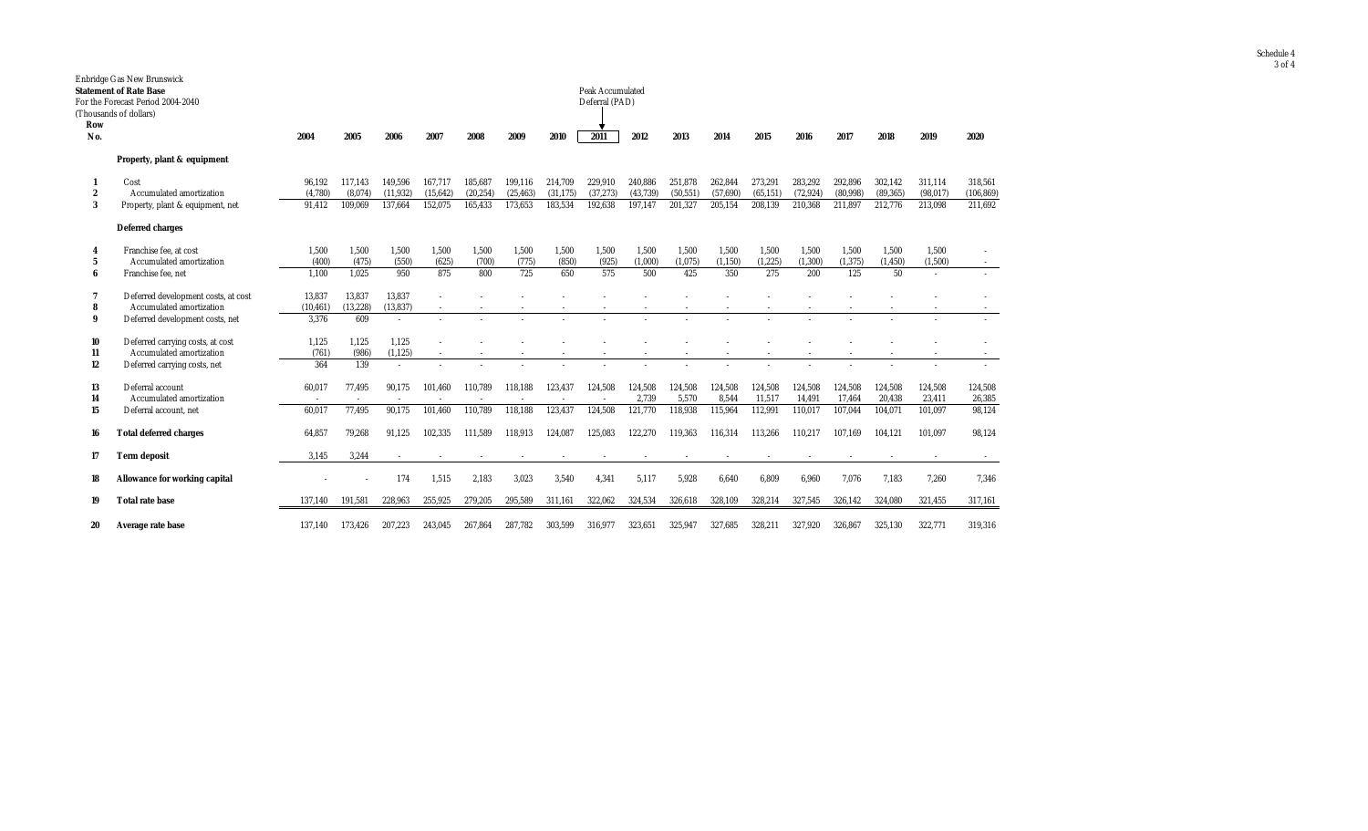Enbridge Gas New Brunswick
**Statement of Rate Base**
For the Forecast Period 2004-2040
(Thousands of dollars)

Peak Accumulated Deferral (PAD) → 2011

| Row No. | | 2004 | 2005 | 2006 | 2007 | 2008 | 2009 | 2010 | 2011 | 2012 | 2013 | 2014 | 2015 | 2016 | 2017 | 2018 | 2019 | 2020 |
|---|---|---|---|---|---|---|---|---|---|---|---|---|---|---|---|---|---|---|
| | **Property, plant & equipment** | | | | | | | | | | | | | | | | | |
| 1 | Cost | 96,192 | 117,143 | 149,596 | 167,717 | 185,687 | 199,116 | 214,709 | 229,910 | 240,886 | 251,878 | 262,844 | 273,291 | 283,292 | 292,896 | 302,142 | 311,114 | 318,561 |
| 2 | Accumulated amortization | (4,780) | (8,074) | (11,932) | (15,642) | (20,254) | (25,463) | (31,175) | (37,273) | (43,739) | (50,551) | (57,690) | (65,151) | (72,924) | (80,998) | (89,365) | (98,017) | (106,869) |
| 3 | Property, plant & equipment, net | 91,412 | 109,069 | 137,664 | 152,075 | 165,433 | 173,653 | 183,534 | 192,638 | 197,147 | 201,327 | 205,154 | 208,139 | 210,368 | 211,897 | 212,776 | 213,098 | 211,692 |
| | **Deferred charges** | | | | | | | | | | | | | | | | | |
| 4 | Franchise fee, at cost | 1,500 | 1,500 | 1,500 | 1,500 | 1,500 | 1,500 | 1,500 | 1,500 | 1,500 | 1,500 | 1,500 | 1,500 | 1,500 | 1,500 | 1,500 | 1,500 | - |
| 5 | Accumulated amortization | (400) | (475) | (550) | (625) | (700) | (775) | (850) | (925) | (1,000) | (1,075) | (1,150) | (1,225) | (1,300) | (1,375) | (1,450) | (1,500) | - |
| 6 | Franchise fee, net | 1,100 | 1,025 | 950 | 875 | 800 | 725 | 650 | 575 | 500 | 425 | 350 | 275 | 200 | 125 | 50 | - | - |
| 7 | Deferred development costs, at cost | 13,837 | 13,837 | 13,837 | - | - | - | - | - | - | - | - | - | - | - | - | - | - |
| 8 | Accumulated amortization | (10,461) | (13,228) | (13,837) | - | - | - | - | - | - | - | - | - | - | - | - | - | - |
| 9 | Deferred development costs, net | 3,376 | 609 | - | - | - | - | - | - | - | - | - | - | - | - | - | - | - |
| 10 | Deferred carrying costs, at cost | 1,125 | 1,125 | 1,125 | - | - | - | - | - | - | - | - | - | - | - | - | - | - |
| 11 | Accumulated amortization | (761) | (986) | (1,125) | - | - | - | - | - | - | - | - | - | - | - | - | - | - |
| 12 | Deferred carrying costs, net | 364 | 139 | - | - | - | - | - | - | - | - | - | - | - | - | - | - | - |
| 13 | Deferral account | 60,017 | 77,495 | 90,175 | 101,460 | 110,789 | 118,188 | 123,437 | 124,508 | 124,508 | 124,508 | 124,508 | 124,508 | 124,508 | 124,508 | 124,508 | 124,508 | 124,508 |
| 14 | Accumulated amortization | - | - | - | - | - | - | - | - | 2,739 | 5,570 | 8,544 | 11,517 | 14,491 | 17,464 | 20,438 | 23,411 | 26,385 |
| 15 | Deferral account, net | 60,017 | 77,495 | 90,175 | 101,460 | 110,789 | 118,188 | 123,437 | 124,508 | 121,770 | 118,938 | 115,964 | 112,991 | 110,017 | 107,044 | 104,071 | 101,097 | 98,124 |
| 16 | **Total deferred charges** | 64,857 | 79,268 | 91,125 | 102,335 | 111,589 | 118,913 | 124,087 | 125,083 | 122,270 | 119,363 | 116,314 | 113,266 | 110,217 | 107,169 | 104,121 | 101,097 | 98,124 |
| 17 | **Term deposit** | 3,145 | 3,244 | - | - | - | - | - | - | - | - | - | - | - | - | - | - | - |
| 18 | **Allowance for working capital** | - | - | 174 | 1,515 | 2,183 | 3,023 | 3,540 | 4,341 | 5,117 | 5,928 | 6,640 | 6,809 | 6,960 | 7,076 | 7,183 | 7,260 | 7,346 |
| 19 | **Total rate base** | 137,140 | 191,581 | 228,963 | 255,925 | 279,205 | 295,589 | 311,161 | 322,062 | 324,534 | 326,618 | 328,109 | 328,214 | 327,545 | 326,142 | 324,080 | 321,455 | 317,161 |
| 20 | **Average rate base** | 137,140 | 173,426 | 207,223 | 243,045 | 267,864 | 287,782 | 303,599 | 316,977 | 323,651 | 325,947 | 327,685 | 328,211 | 327,920 | 326,867 | 325,130 | 322,771 | 319,316 |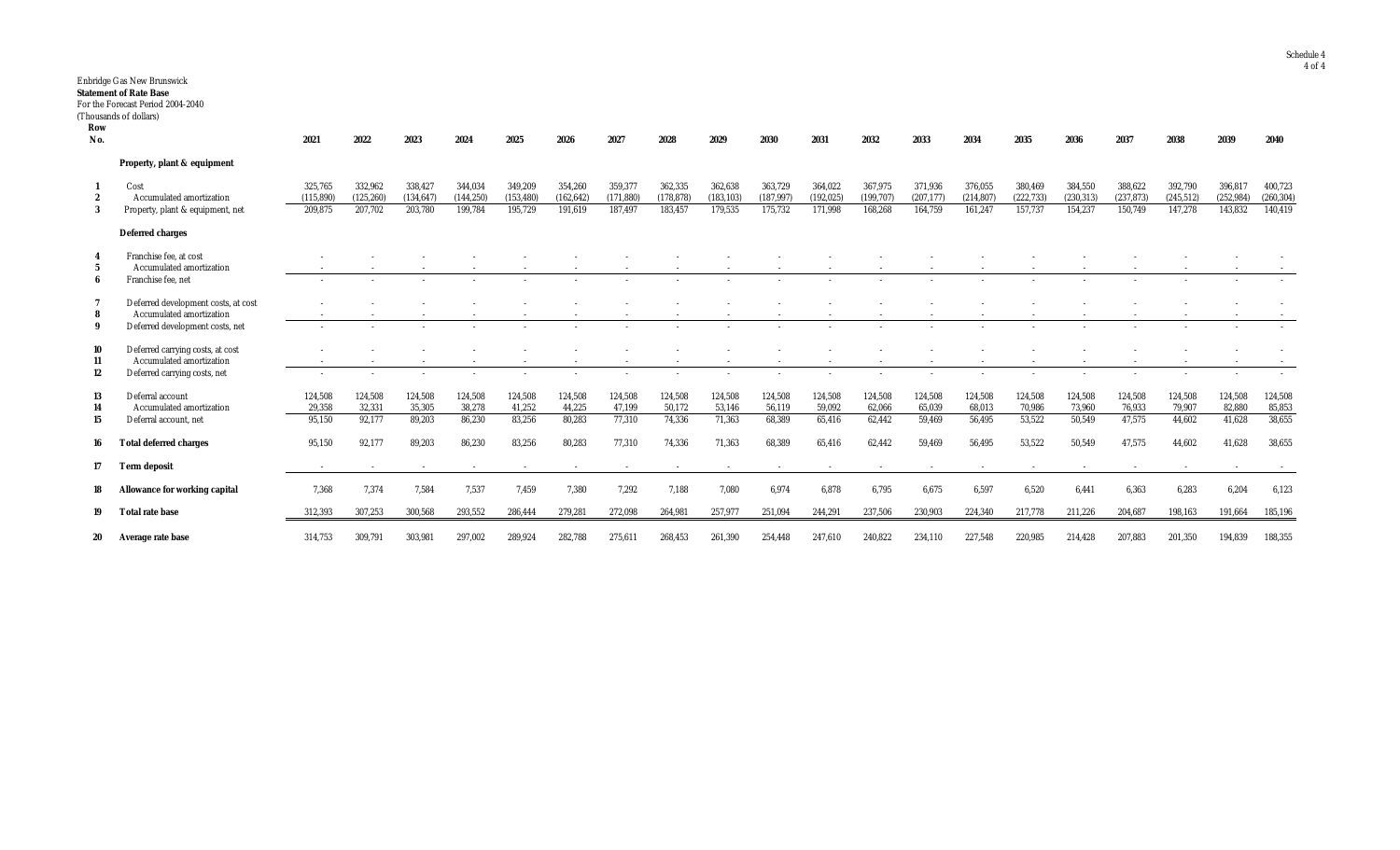Enbridge Gas New Brunswick
**Statement of Rate Base**
For the Forecast Period 2004-2040
(Thousands of dollars)

| Row No. | | 2021 | 2022 | 2023 | 2024 | 2025 | 2026 | 2027 | 2028 | 2029 | 2030 | 2031 | 2032 | 2033 | 2034 | 2035 | 2036 | 2037 | 2038 | 2039 | 2040 |
|---|---|---|---|---|---|---|---|---|---|---|---|---|---|---|---|---|---|---|---|---|---|
| | **Property, plant & equipment** | | | | | | | | | | | | | | | | | | | | |
| 1 | Cost | 325,765 | 332,962 | 338,427 | 344,034 | 349,209 | 354,260 | 359,377 | 362,335 | 362,638 | 363,729 | 364,022 | 367,975 | 371,936 | 376,055 | 380,469 | 384,550 | 388,622 | 392,790 | 396,817 | 400,723 |
| 2 | Accumulated amortization | (115,890) | (125,260) | (134,647) | (144,250) | (153,480) | (162,642) | (171,880) | (178,878) | (183,103) | (187,997) | (192,025) | (199,707) | (207,177) | (214,807) | (222,733) | (230,313) | (237,873) | (245,512) | (252,984) | (260,304) |
| 3 | Property, plant & equipment, net | 209,875 | 207,702 | 203,780 | 199,784 | 195,729 | 191,619 | 187,497 | 183,457 | 179,535 | 175,732 | 171,998 | 168,268 | 164,759 | 161,247 | 157,737 | 154,237 | 150,749 | 147,278 | 143,832 | 140,419 |
| | **Deferred charges** | | | | | | | | | | | | | | | | | | | | |
| 4 | Franchise fee, at cost | - | - | - | - | - | - | - | - | - | - | - | - | - | - | - | - | - | - | - | - |
| 5 | Accumulated amortization | - | - | - | - | - | - | - | - | - | - | - | - | - | - | - | - | - | - | - | - |
| 6 | Franchise fee, net | - | - | - | - | - | - | - | - | - | - | - | - | - | - | - | - | - | - | - | - |
| 7 | Deferred development costs, at cost | - | - | - | - | - | - | - | - | - | - | - | - | - | - | - | - | - | - | - | - |
| 8 | Accumulated amortization | - | - | - | - | - | - | - | - | - | - | - | - | - | - | - | - | - | - | - | - |
| 9 | Deferred development costs, net | - | - | - | - | - | - | - | - | - | - | - | - | - | - | - | - | - | - | - | - |
| 10 | Deferred carrying costs, at cost | - | - | - | - | - | - | - | - | - | - | - | - | - | - | - | - | - | - | - | - |
| 11 | Accumulated amortization | - | - | - | - | - | - | - | - | - | - | - | - | - | - | - | - | - | - | - | - |
| 12 | Deferred carrying costs, net | - | - | - | - | - | - | - | - | - | - | - | - | - | - | - | - | - | - | - | - |
| 13 | Deferral account | 124,508 | 124,508 | 124,508 | 124,508 | 124,508 | 124,508 | 124,508 | 124,508 | 124,508 | 124,508 | 124,508 | 124,508 | 124,508 | 124,508 | 124,508 | 124,508 | 124,508 | 124,508 | 124,508 | 124,508 |
| 14 | Accumulated amortization | 29,358 | 32,331 | 35,305 | 38,278 | 41,252 | 44,225 | 47,199 | 50,172 | 53,146 | 56,119 | 59,092 | 62,066 | 65,039 | 68,013 | 70,986 | 73,960 | 76,933 | 79,907 | 82,880 | 85,853 |
| 15 | Deferral account, net | 95,150 | 92,177 | 89,203 | 86,230 | 83,256 | 80,283 | 77,310 | 74,336 | 71,363 | 68,389 | 65,416 | 62,442 | 59,469 | 56,495 | 53,522 | 50,549 | 47,575 | 44,602 | 41,628 | 38,655 |
| 16 | **Total deferred charges** | 95,150 | 92,177 | 89,203 | 86,230 | 83,256 | 80,283 | 77,310 | 74,336 | 71,363 | 68,389 | 65,416 | 62,442 | 59,469 | 56,495 | 53,522 | 50,549 | 47,575 | 44,602 | 41,628 | 38,655 |
| 17 | **Term deposit** | - | - | - | - | - | - | - | - | - | - | - | - | - | - | - | - | - | - | - | - |
| 18 | **Allowance for working capital** | 7,368 | 7,374 | 7,584 | 7,537 | 7,459 | 7,380 | 7,292 | 7,188 | 7,080 | 6,974 | 6,878 | 6,795 | 6,675 | 6,597 | 6,520 | 6,441 | 6,363 | 6,283 | 6,204 | 6,123 |
| 19 | **Total rate base** | 312,393 | 307,253 | 300,568 | 293,552 | 286,444 | 279,281 | 272,098 | 264,981 | 257,977 | 251,094 | 244,291 | 237,506 | 230,903 | 224,340 | 217,778 | 211,226 | 204,687 | 198,163 | 191,664 | 185,196 |
| 20 | **Average rate base** | 314,753 | 309,791 | 303,981 | 297,002 | 289,924 | 282,788 | 275,611 | 268,453 | 261,390 | 254,448 | 247,610 | 240,822 | 234,110 | 227,548 | 220,985 | 214,428 | 207,883 | 201,350 | 194,839 | 188,355 |